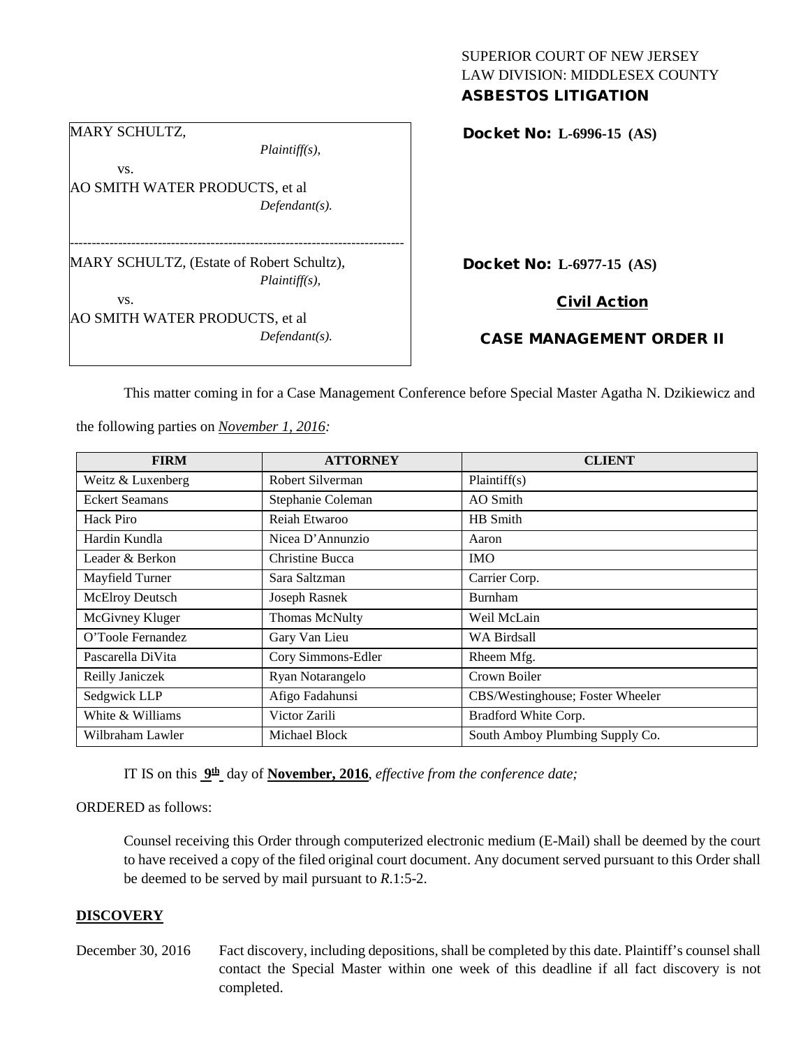SUPERIOR COURT OF NEW JERSEY
LAW DIVISION: MIDDLESEX COUNTY
**ASBESTOS LITIGATION**

MARY SCHULTZ,
*Plaintiff(s),*
vs.
AO SMITH WATER PRODUCTS, et al
*Defendant(s).*

**Docket No: L-6996-15 (AS)**

---

MARY SCHULTZ, (Estate of Robert Schultz),
*Plaintiff(s),*
vs.
AO SMITH WATER PRODUCTS, et al
*Defendant(s).*

**Docket No: L-6977-15 (AS)**

**Civil Action**

**CASE MANAGEMENT ORDER II**

This matter coming in for a Case Management Conference before Special Master Agatha N. Dzikiewicz and the following parties on ***November 1, 2016:***

| FIRM | ATTORNEY | CLIENT |
|---|---|---|
| Weitz & Luxenberg | Robert Silverman | Plaintiff(s) |
| Eckert Seamans | Stephanie Coleman | AO Smith |
| Hack Piro | Reiah Etwaroo | HB Smith |
| Hardin Kundla | Nicea D'Annunzio | Aaron |
| Leader & Berkon | Christine Bucca | IMO |
| Mayfield Turner | Sara Saltzman | Carrier Corp. |
| McElroy Deutsch | Joseph Rasnek | Burnham |
| McGivney Kluger | Thomas McNulty | Weil McLain |
| O'Toole Fernandez | Gary Van Lieu | WA Birdsall |
| Pascarella DiVita | Cory Simmons-Edler | Rheem Mfg. |
| Reilly Janiczek | Ryan Notarangelo | Crown Boiler |
| Sedgwick LLP | Afigo Fadahunsi | CBS/Westinghouse; Foster Wheeler |
| White & Williams | Victor Zarili | Bradford White Corp. |
| Wilbraham Lawler | Michael Block | South Amboy Plumbing Supply Co. |

IT IS on this **9th** day of **November, 2016**, *effective from the conference date;*

ORDERED as follows:

Counsel receiving this Order through computerized electronic medium (E-Mail) shall be deemed by the court to have received a copy of the filed original court document. Any document served pursuant to this Order shall be deemed to be served by mail pursuant to *R.*1:5-2.

## DISCOVERY

December 30, 2016 — Fact discovery, including depositions, shall be completed by this date. Plaintiff's counsel shall contact the Special Master within one week of this deadline if all fact discovery is not completed.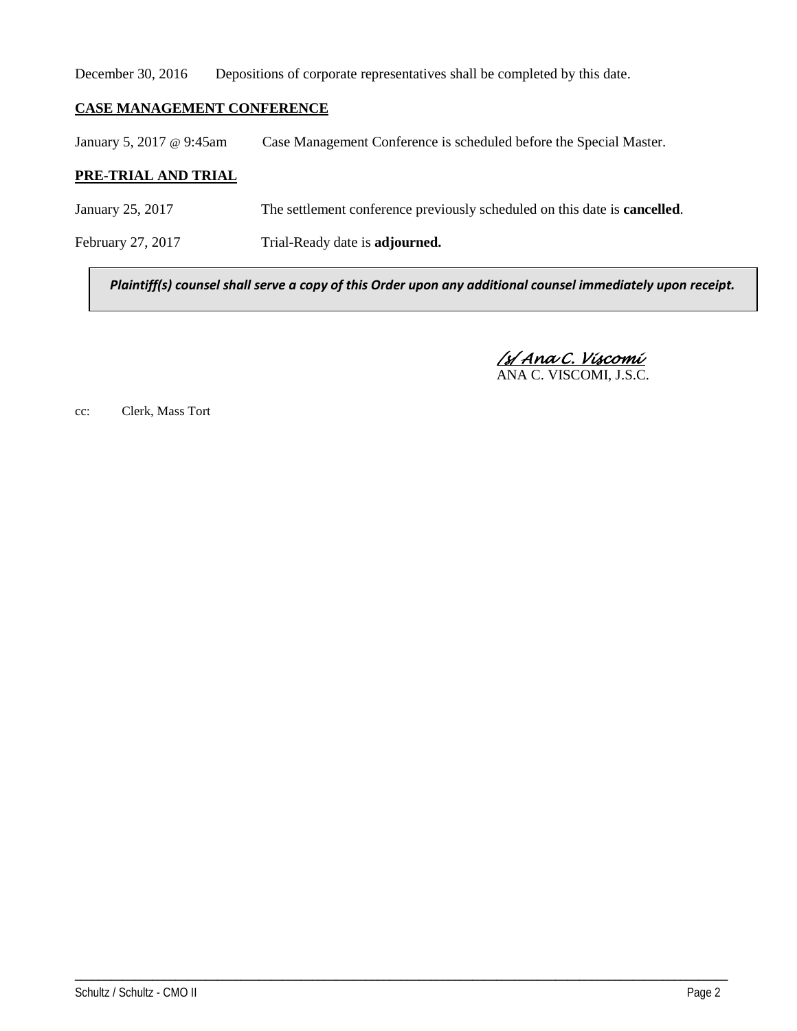December 30, 2016 Depositions of corporate representatives shall be completed by this date.

**CASE MANAGEMENT CONFERENCE**

January 5, 2017 @ 9:45am Case Management Conference is scheduled before the Special Master.

**PRE-TRIAL AND TRIAL**

January 25, 2017 The settlement conference previously scheduled on this date is **cancelled**.

February 27, 2017 Trial-Ready date is **adjourned.**

***Plaintiff(s) counsel shall serve a copy of this Order upon any additional counsel immediately upon receipt.***

/s/ Ana C. Viscomi
ANA C. VISCOMI, J.S.C.

cc: Clerk, Mass Tort